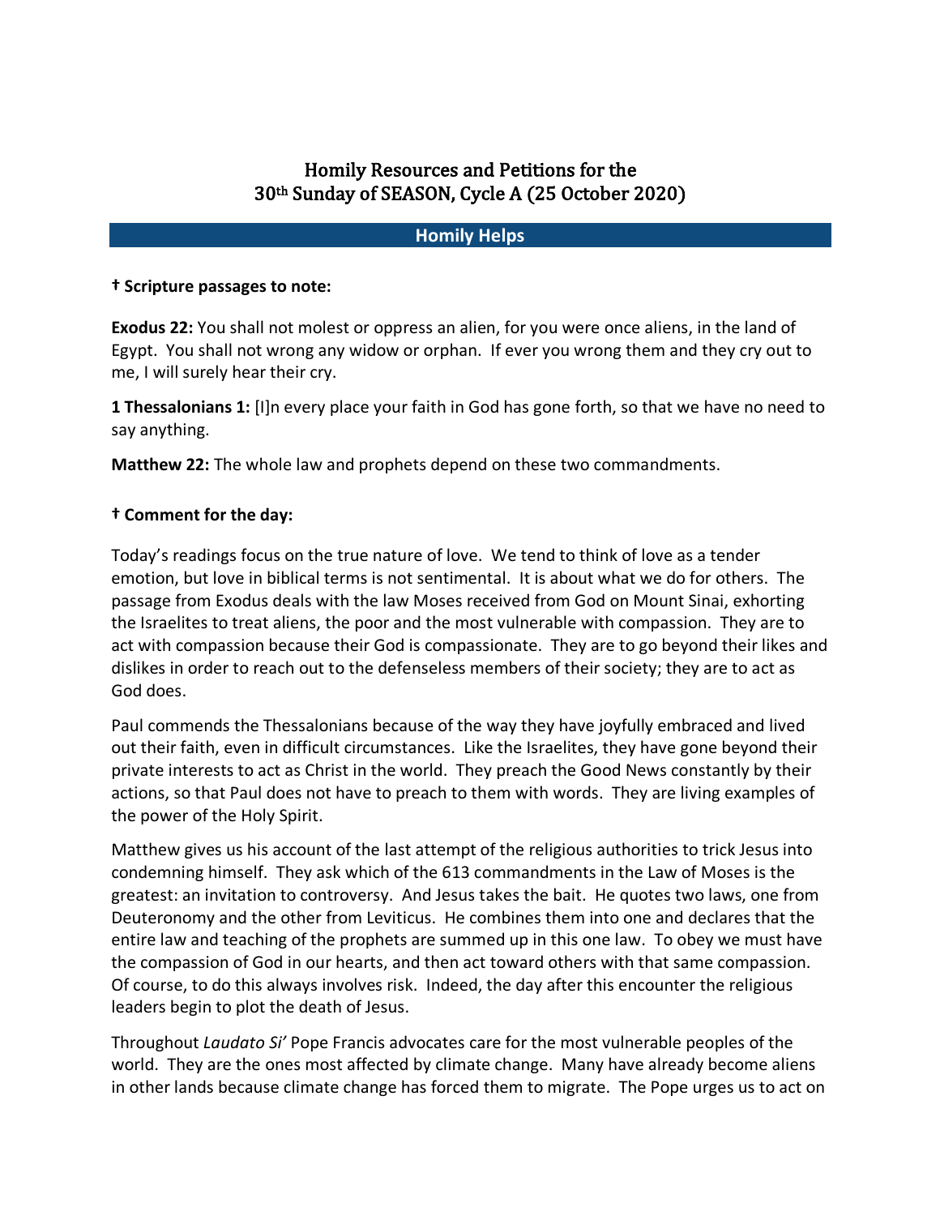# Homily Resources and Petitions for the 30th Sunday of SEASON, Cycle A (25 October 2020)

## Homily Helps

**† Scripture passages to note:**

**Exodus 22:** You shall not molest or oppress an alien, for you were once aliens, in the land of Egypt. You shall not wrong any widow or orphan. If ever you wrong them and they cry out to me, I will surely hear their cry.

**1 Thessalonians 1:** [I]n every place your faith in God has gone forth, so that we have no need to say anything.

**Matthew 22:** The whole law and prophets depend on these two commandments.

**† Comment for the day:**

Today's readings focus on the true nature of love. We tend to think of love as a tender emotion, but love in biblical terms is not sentimental. It is about what we do for others. The passage from Exodus deals with the law Moses received from God on Mount Sinai, exhorting the Israelites to treat aliens, the poor and the most vulnerable with compassion. They are to act with compassion because their God is compassionate. They are to go beyond their likes and dislikes in order to reach out to the defenseless members of their society; they are to act as God does.

Paul commends the Thessalonians because of the way they have joyfully embraced and lived out their faith, even in difficult circumstances. Like the Israelites, they have gone beyond their private interests to act as Christ in the world. They preach the Good News constantly by their actions, so that Paul does not have to preach to them with words. They are living examples of the power of the Holy Spirit.

Matthew gives us his account of the last attempt of the religious authorities to trick Jesus into condemning himself. They ask which of the 613 commandments in the Law of Moses is the greatest: an invitation to controversy. And Jesus takes the bait. He quotes two laws, one from Deuteronomy and the other from Leviticus. He combines them into one and declares that the entire law and teaching of the prophets are summed up in this one law. To obey we must have the compassion of God in our hearts, and then act toward others with that same compassion. Of course, to do this always involves risk. Indeed, the day after this encounter the religious leaders begin to plot the death of Jesus.

Throughout *Laudato Si'* Pope Francis advocates care for the most vulnerable peoples of the world. They are the ones most affected by climate change. Many have already become aliens in other lands because climate change has forced them to migrate. The Pope urges us to act on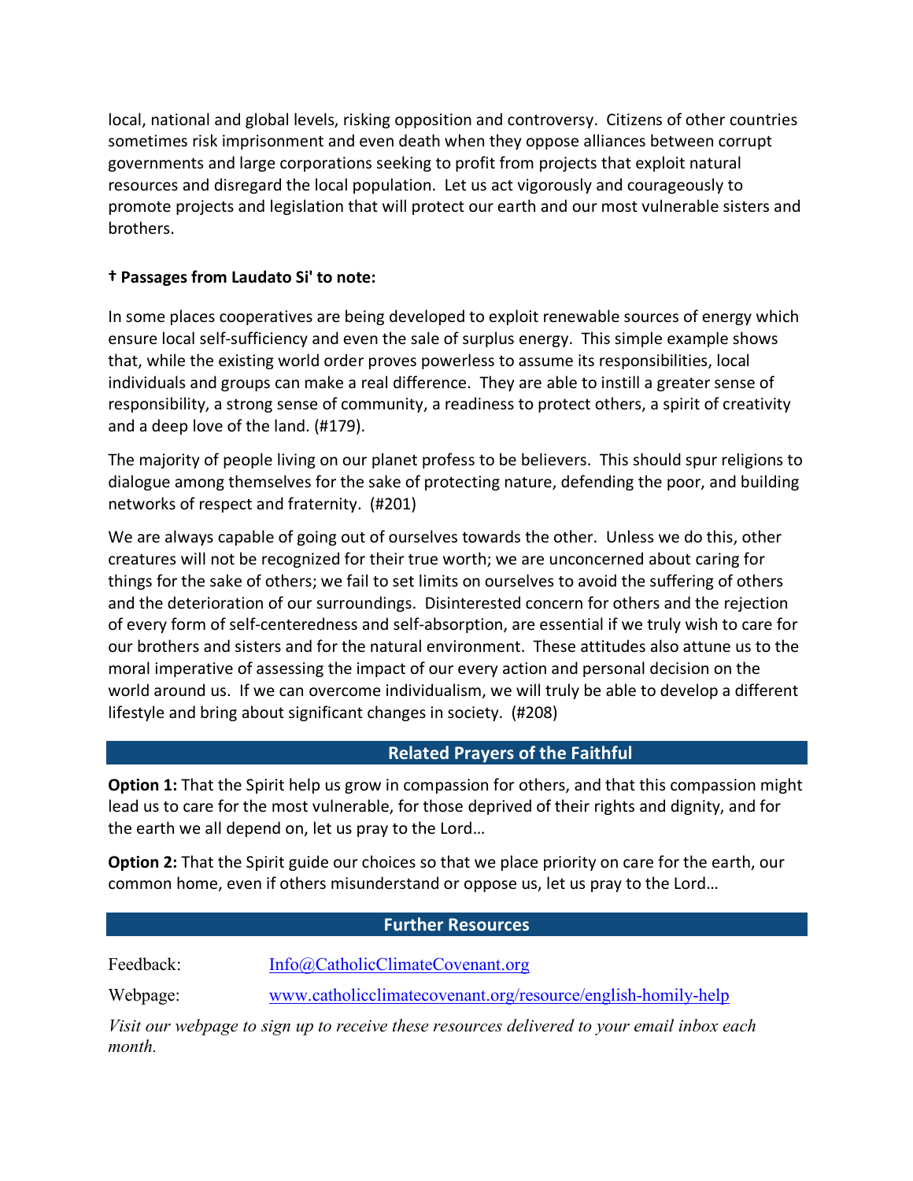local, national and global levels, risking opposition and controversy. Citizens of other countries sometimes risk imprisonment and even death when they oppose alliances between corrupt governments and large corporations seeking to profit from projects that exploit natural resources and disregard the local population. Let us act vigorously and courageously to promote projects and legislation that will protect our earth and our most vulnerable sisters and brothers.

**† Passages from Laudato Si' to note:**

In some places cooperatives are being developed to exploit renewable sources of energy which ensure local self-sufficiency and even the sale of surplus energy. This simple example shows that, while the existing world order proves powerless to assume its responsibilities, local individuals and groups can make a real difference. They are able to instill a greater sense of responsibility, a strong sense of community, a readiness to protect others, a spirit of creativity and a deep love of the land. (#179).

The majority of people living on our planet profess to be believers. This should spur religions to dialogue among themselves for the sake of protecting nature, defending the poor, and building networks of respect and fraternity. (#201)

We are always capable of going out of ourselves towards the other. Unless we do this, other creatures will not be recognized for their true worth; we are unconcerned about caring for things for the sake of others; we fail to set limits on ourselves to avoid the suffering of others and the deterioration of our surroundings. Disinterested concern for others and the rejection of every form of self-centeredness and self-absorption, are essential if we truly wish to care for our brothers and sisters and for the natural environment. These attitudes also attune us to the moral imperative of assessing the impact of our every action and personal decision on the world around us. If we can overcome individualism, we will truly be able to develop a different lifestyle and bring about significant changes in society. (#208)

## Related Prayers of the Faithful

**Option 1:** That the Spirit help us grow in compassion for others, and that this compassion might lead us to care for the most vulnerable, for those deprived of their rights and dignity, and for the earth we all depend on, let us pray to the Lord…

**Option 2:** That the Spirit guide our choices so that we place priority on care for the earth, our common home, even if others misunderstand or oppose us, let us pray to the Lord…

## Further Resources

Feedback: Info@CatholicClimateCovenant.org

Webpage: www.catholicclimatecovenant.org/resource/english-homily-help

*Visit our webpage to sign up to receive these resources delivered to your email inbox each month.*